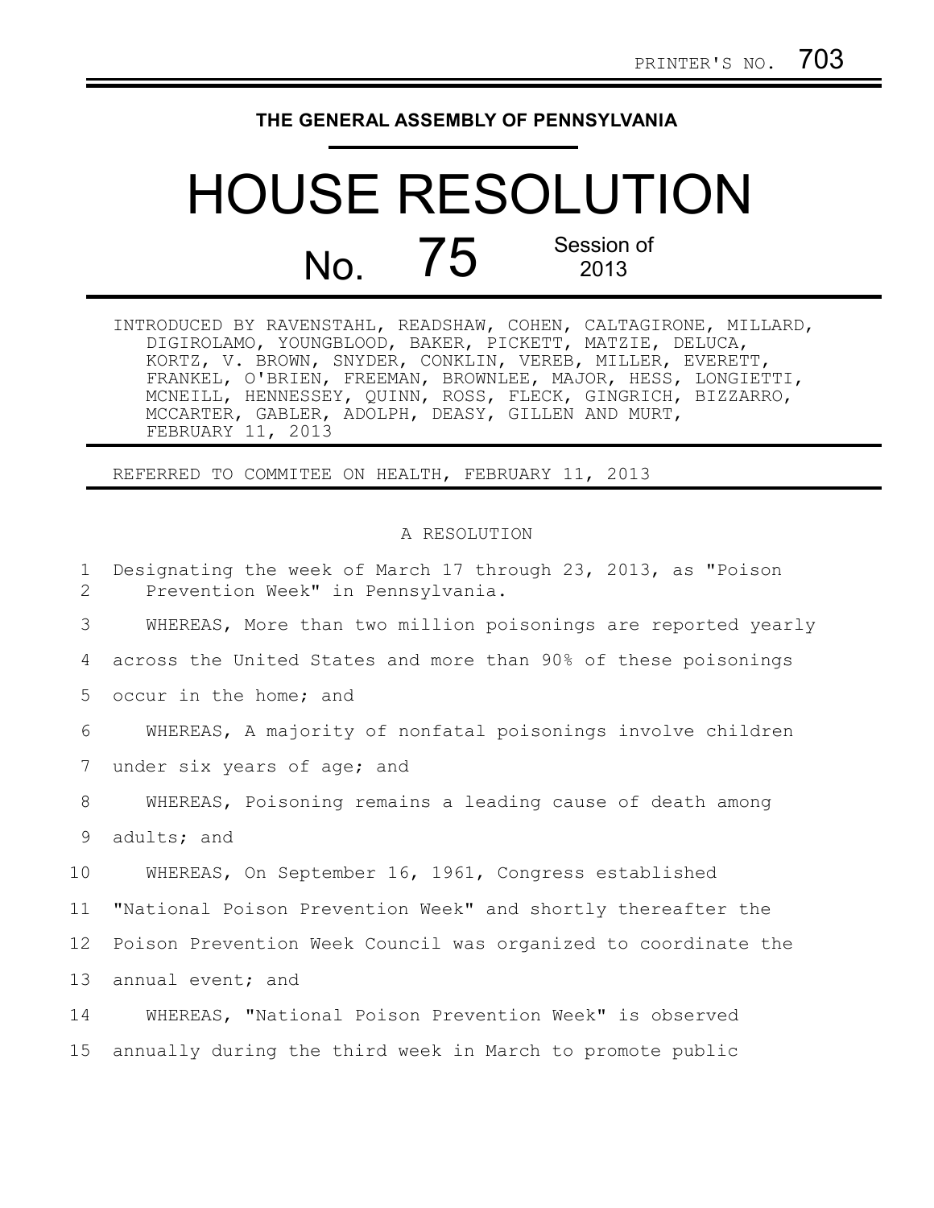PRINTER'S NO. 703

THE GENERAL ASSEMBLY OF PENNSYLVANIA

# HOUSE RESOLUTION

## No. 75 Session of 2013

INTRODUCED BY RAVENSTAHL, READSHAW, COHEN, CALTAGIRONE, MILLARD, DIGIROLAMO, YOUNGBLOOD, BAKER, PICKETT, MATZIE, DELUCA, KORTZ, V. BROWN, SNYDER, CONKLIN, VEREB, MILLER, EVERETT, FRANKEL, O'BRIEN, FREEMAN, BROWNLEE, MAJOR, HESS, LONGIETTI, MCNEILL, HENNESSEY, QUINN, ROSS, FLECK, GINGRICH, BIZZARRO, MCCARTER, GABLER, ADOLPH, DEASY, GILLEN AND MURT, FEBRUARY 11, 2013

REFERRED TO COMMITEE ON HEALTH, FEBRUARY 11, 2013

A RESOLUTION

1 Designating the week of March 17 through 23, 2013, as "Poison
2 Prevention Week" in Pennsylvania.

3 WHEREAS, More than two million poisonings are reported yearly
4 across the United States and more than 90% of these poisonings
5 occur in the home; and

6 WHEREAS, A majority of nonfatal poisonings involve children
7 under six years of age; and

8 WHEREAS, Poisoning remains a leading cause of death among
9 adults; and

10 WHEREAS, On September 16, 1961, Congress established
11 "National Poison Prevention Week" and shortly thereafter the
12 Poison Prevention Week Council was organized to coordinate the
13 annual event; and

14 WHEREAS, "National Poison Prevention Week" is observed
15 annually during the third week in March to promote public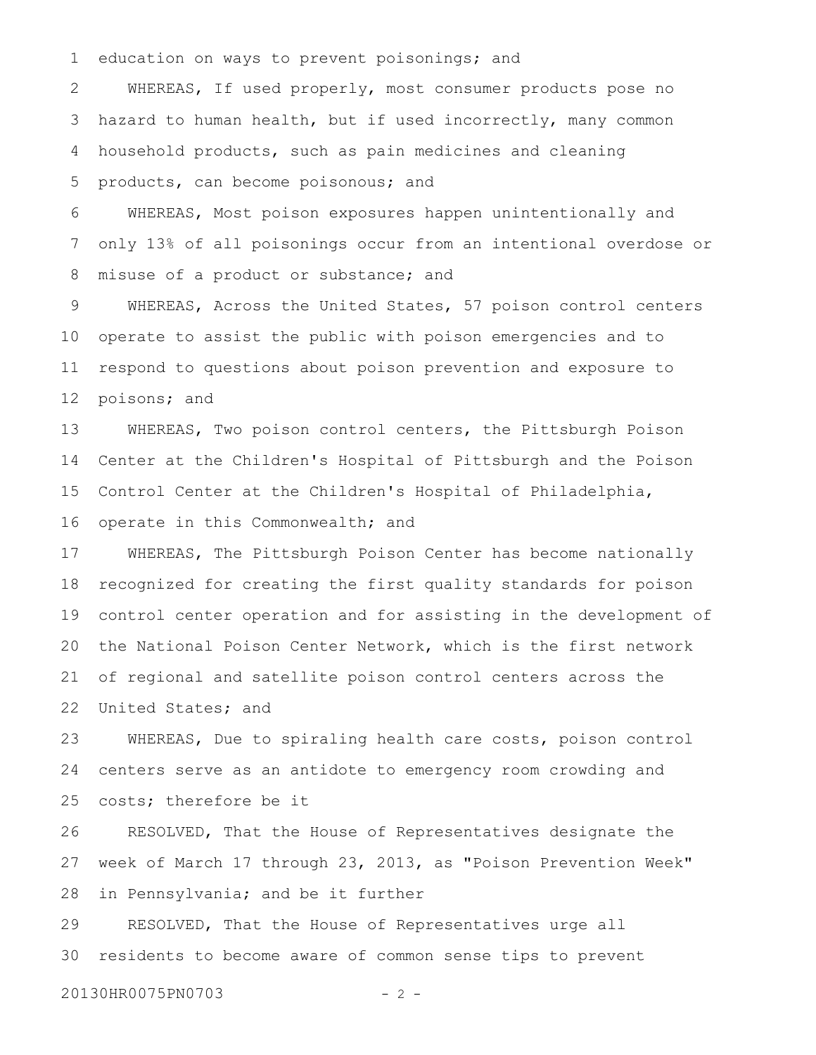education on ways to prevent poisonings; and

WHEREAS, If used properly, most consumer products pose no hazard to human health, but if used incorrectly, many common household products, such as pain medicines and cleaning products, can become poisonous; and

WHEREAS, Most poison exposures happen unintentionally and only 13% of all poisonings occur from an intentional overdose or misuse of a product or substance; and

WHEREAS, Across the United States, 57 poison control centers operate to assist the public with poison emergencies and to respond to questions about poison prevention and exposure to poisons; and

WHEREAS, Two poison control centers, the Pittsburgh Poison Center at the Children's Hospital of Pittsburgh and the Poison Control Center at the Children's Hospital of Philadelphia, operate in this Commonwealth; and

WHEREAS, The Pittsburgh Poison Center has become nationally recognized for creating the first quality standards for poison control center operation and for assisting in the development of the National Poison Center Network, which is the first network of regional and satellite poison control centers across the United States; and

WHEREAS, Due to spiraling health care costs, poison control centers serve as an antidote to emergency room crowding and costs; therefore be it

RESOLVED, That the House of Representatives designate the week of March 17 through 23, 2013, as "Poison Prevention Week" in Pennsylvania; and be it further

RESOLVED, That the House of Representatives urge all residents to become aware of common sense tips to prevent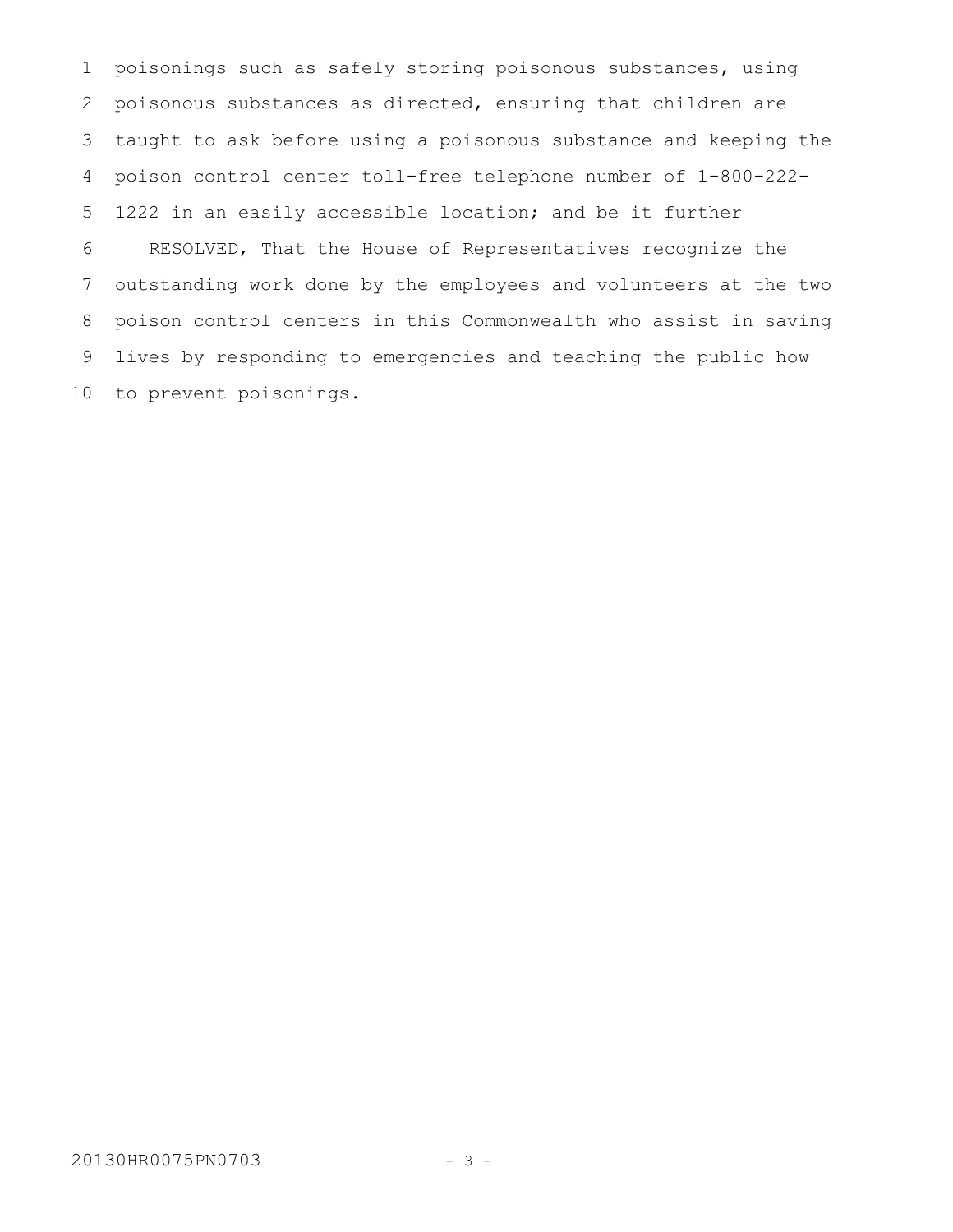poisonings such as safely storing poisonous substances, using poisonous substances as directed, ensuring that children are taught to ask before using a poisonous substance and keeping the poison control center toll-free telephone number of 1-800-222-1222 in an easily accessible location; and be it further

RESOLVED, That the House of Representatives recognize the outstanding work done by the employees and volunteers at the two poison control centers in this Commonwealth who assist in saving lives by responding to emergencies and teaching the public how to prevent poisonings.